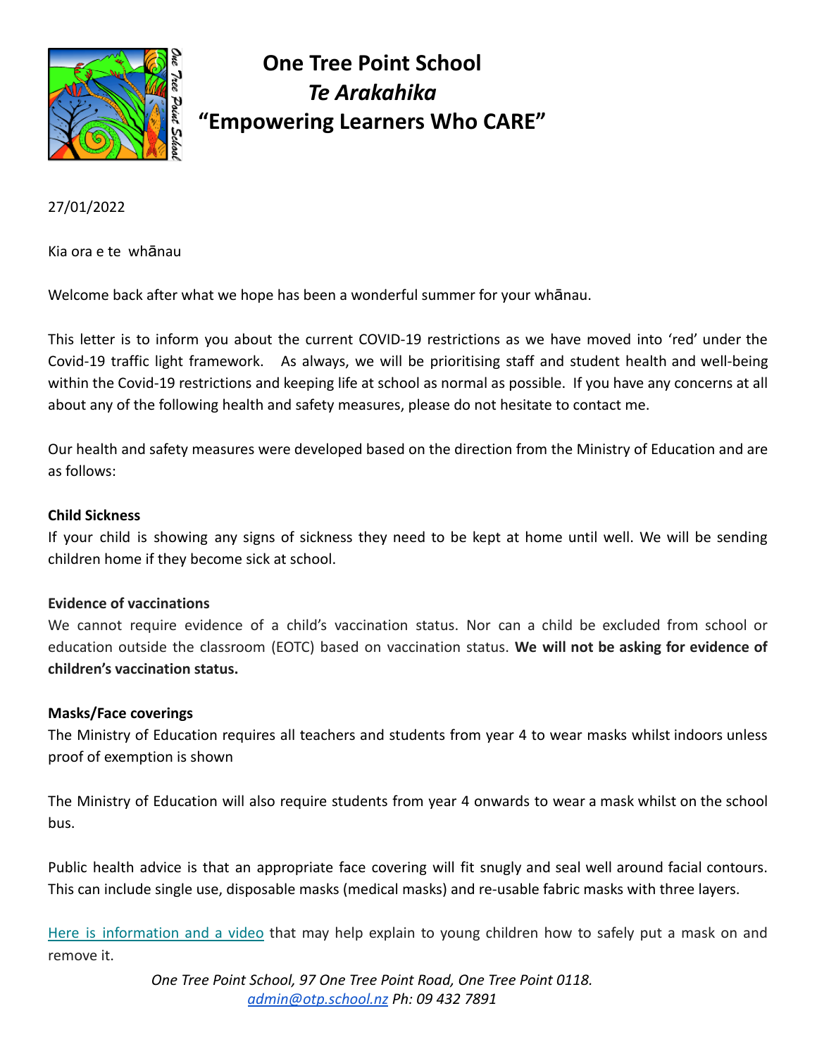# One Tree Point School

## *Te Arakahika*

## "Empowering Learners Who CARE"

27/01/2022

Kia ora e te whānau

Welcome back after what we hope has been a wonderful summer for your whānau.

This letter is to inform you about the current COVID-19 restrictions as we have moved into 'red' under the Covid-19 traffic light framework. As always, we will be prioritising staff and student health and well-being within the Covid-19 restrictions and keeping life at school as normal as possible. If you have any concerns at all about any of the following health and safety measures, please do not hesitate to contact me.

Our health and safety measures were developed based on the direction from the Ministry of Education and are as follows:

**Child Sickness**

If your child is showing any signs of sickness they need to be kept at home until well. We will be sending children home if they become sick at school.

**Evidence of vaccinations**

We cannot require evidence of a child's vaccination status. Nor can a child be excluded from school or education outside the classroom (EOTC) based on vaccination status. **We will not be asking for evidence of children's vaccination status.**

**Masks/Face coverings**

The Ministry of Education requires all teachers and students from year 4 to wear masks whilst indoors unless proof of exemption is shown

The Ministry of Education will also require students from year 4 onwards to wear a mask whilst on the school bus.

Public health advice is that an appropriate face covering will fit snugly and seal well around facial contours. This can include single use, disposable masks (medical masks) and re-usable fabric masks with three layers.

Here is information and a video that may help explain to young children how to safely put a mask on and remove it.

*One Tree Point School, 97 One Tree Point Road, One Tree Point 0118.*
*admin@otp.school.nz Ph: 09 432 7891*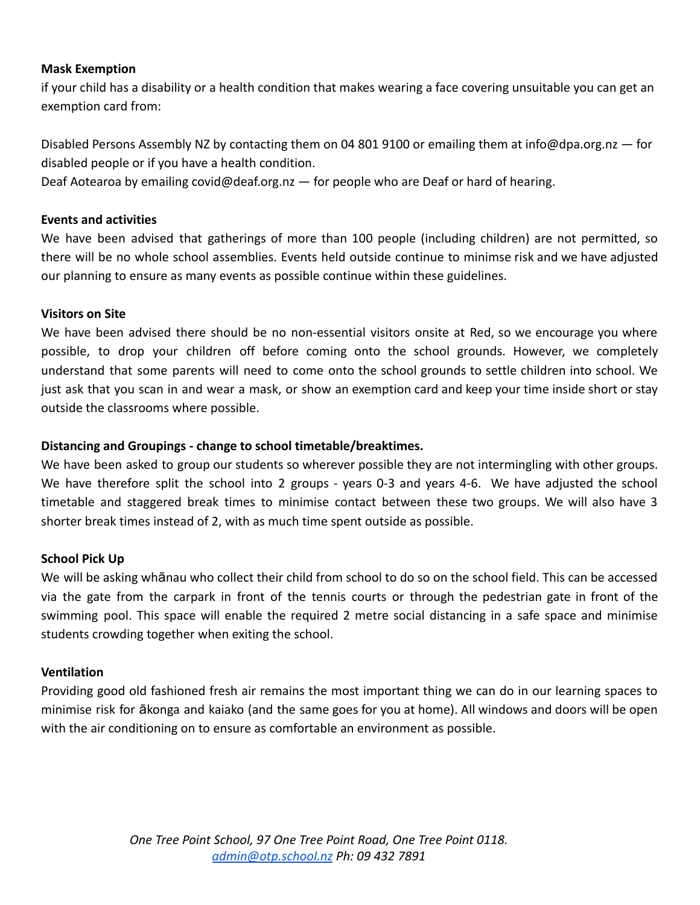**Mask Exemption**

if your child has a disability or a health condition that makes wearing a face covering unsuitable you can get an exemption card from:

Disabled Persons Assembly NZ by contacting them on 04 801 9100 or emailing them at info@dpa.org.nz — for disabled people or if you have a health condition.

Deaf Aotearoa by emailing covid@deaf.org.nz — for people who are Deaf or hard of hearing.

**Events and activities**

We have been advised that gatherings of more than 100 people (including children) are not permitted, so there will be no whole school assemblies. Events held outside continue to minimse risk and we have adjusted our planning to ensure as many events as possible continue within these guidelines.

**Visitors on Site**

We have been advised there should be no non-essential visitors onsite at Red, so we encourage you where possible, to drop your children off before coming onto the school grounds. However, we completely understand that some parents will need to come onto the school grounds to settle children into school. We just ask that you scan in and wear a mask, or show an exemption card and keep your time inside short or stay outside the classrooms where possible.

**Distancing and Groupings - change to school timetable/breaktimes.**

We have been asked to group our students so wherever possible they are not intermingling with other groups. We have therefore split the school into 2 groups - years 0-3 and years 4-6. We have adjusted the school timetable and staggered break times to minimise contact between these two groups. We will also have 3 shorter break times instead of 2, with as much time spent outside as possible.

**School Pick Up**

We will be asking whānau who collect their child from school to do so on the school field. This can be accessed via the gate from the carpark in front of the tennis courts or through the pedestrian gate in front of the swimming pool. This space will enable the required 2 metre social distancing in a safe space and minimise students crowding together when exiting the school.

**Ventilation**

Providing good old fashioned fresh air remains the most important thing we can do in our learning spaces to minimise risk for ākonga and kaiako (and the same goes for you at home). All windows and doors will be open with the air conditioning on to ensure as comfortable an environment as possible.

*One Tree Point School, 97 One Tree Point Road, One Tree Point 0118.*
*admin@otp.school.nz Ph: 09 432 7891*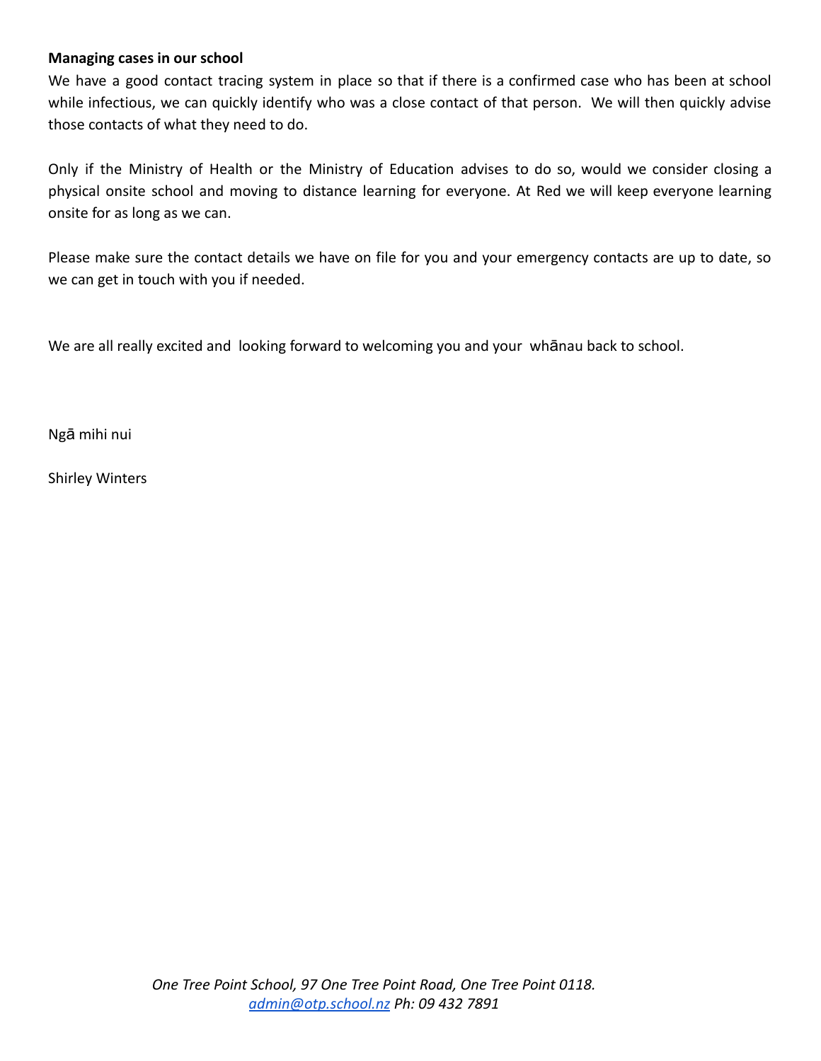**Managing cases in our school**

We have a good contact tracing system in place so that if there is a confirmed case who has been at school while infectious, we can quickly identify who was a close contact of that person. We will then quickly advise those contacts of what they need to do.

Only if the Ministry of Health or the Ministry of Education advises to do so, would we consider closing a physical onsite school and moving to distance learning for everyone. At Red we will keep everyone learning onsite for as long as we can.

Please make sure the contact details we have on file for you and your emergency contacts are up to date, so we can get in touch with you if needed.

We are all really excited and looking forward to welcoming you and your whānau back to school.

Ngā mihi nui

Shirley Winters

*One Tree Point School, 97 One Tree Point Road, One Tree Point 0118.*
*admin@otp.school.nz Ph: 09 432 7891*